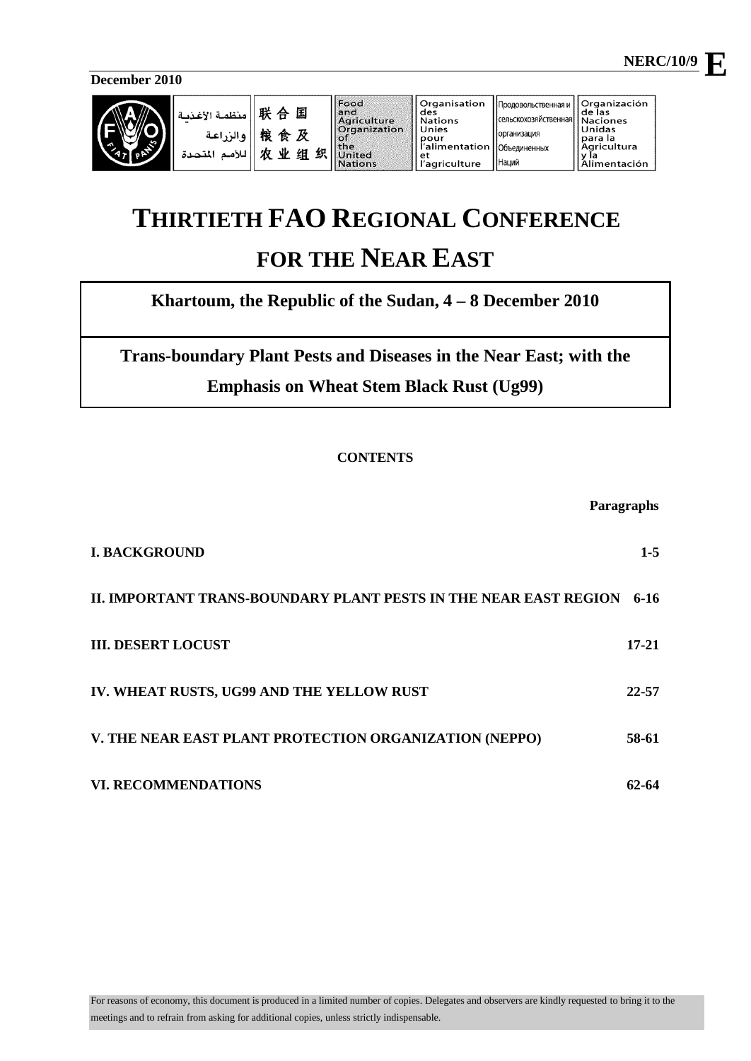December 2010

NERC/10/9 **E**

# THIRTIETH FAO REGIONAL CONFERENCE FOR THE NEAR EAST

**Khartoum, the Republic of the Sudan, 4 – 8 December 2010**

## Trans-boundary Plant Pests and Diseases in the Near East; with the Emphasis on Wheat Stem Black Rust (Ug99)

**CONTENTS**

| | Paragraphs |
|---|---|
| **I. BACKGROUND** | **1-5** |
| **II. IMPORTANT TRANS-BOUNDARY PLANT PESTS IN THE NEAR EAST REGION** | **6-16** |
| **III. DESERT LOCUST** | **17-21** |
| **IV. WHEAT RUSTS, UG99 AND THE YELLOW RUST** | **22-57** |
| **V. THE NEAR EAST PLANT PROTECTION ORGANIZATION (NEPPO)** | **58-61** |
| **VI. RECOMMENDATIONS** | **62-64** |

For reasons of economy, this document is produced in a limited number of copies. Delegates and observers are kindly requested to bring it to the meetings and to refrain from asking for additional copies, unless strictly indispensable.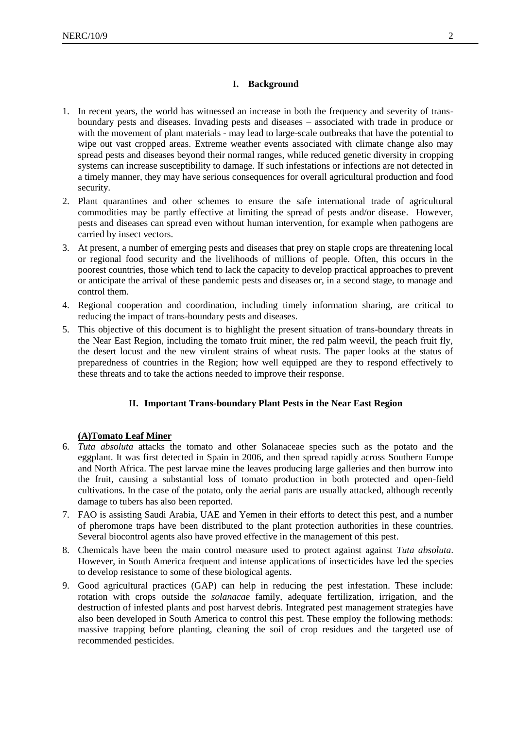## I. Background

1. In recent years, the world has witnessed an increase in both the frequency and severity of trans-boundary pests and diseases. Invading pests and diseases – associated with trade in produce or with the movement of plant materials - may lead to large-scale outbreaks that have the potential to wipe out vast cropped areas. Extreme weather events associated with climate change also may spread pests and diseases beyond their normal ranges, while reduced genetic diversity in cropping systems can increase susceptibility to damage. If such infestations or infections are not detected in a timely manner, they may have serious consequences for overall agricultural production and food security.
2. Plant quarantines and other schemes to ensure the safe international trade of agricultural commodities may be partly effective at limiting the spread of pests and/or disease. However, pests and diseases can spread even without human intervention, for example when pathogens are carried by insect vectors.
3. At present, a number of emerging pests and diseases that prey on staple crops are threatening local or regional food security and the livelihoods of millions of people. Often, this occurs in the poorest countries, those which tend to lack the capacity to develop practical approaches to prevent or anticipate the arrival of these pandemic pests and diseases or, in a second stage, to manage and control them.
4. Regional cooperation and coordination, including timely information sharing, are critical to reducing the impact of trans-boundary pests and diseases.
5. This objective of this document is to highlight the present situation of trans-boundary threats in the Near East Region, including the tomato fruit miner, the red palm weevil, the peach fruit fly, the desert locust and the new virulent strains of wheat rusts. The paper looks at the status of preparedness of countries in the Region; how well equipped are they to respond effectively to these threats and to take the actions needed to improve their response.

## II. Important Trans-boundary Plant Pests in the Near East Region

### (A)Tomato Leaf Miner

6. *Tuta absoluta* attacks the tomato and other Solanaceae species such as the potato and the eggplant. It was first detected in Spain in 2006, and then spread rapidly across Southern Europe and North Africa. The pest larvae mine the leaves producing large galleries and then burrow into the fruit, causing a substantial loss of tomato production in both protected and open-field cultivations. In the case of the potato, only the aerial parts are usually attacked, although recently damage to tubers has also been reported.
7. FAO is assisting Saudi Arabia, UAE and Yemen in their efforts to detect this pest, and a number of pheromone traps have been distributed to the plant protection authorities in these countries. Several biocontrol agents also have proved effective in the management of this pest.
8. Chemicals have been the main control measure used to protect against against *Tuta absoluta*. However, in South America frequent and intense applications of insecticides have led the species to develop resistance to some of these biological agents.
9. Good agricultural practices (GAP) can help in reducing the pest infestation. These include: rotation with crops outside the *solanacae* family, adequate fertilization, irrigation, and the destruction of infested plants and post harvest debris. Integrated pest management strategies have also been developed in South America to control this pest. These employ the following methods: massive trapping before planting, cleaning the soil of crop residues and the targeted use of recommended pesticides.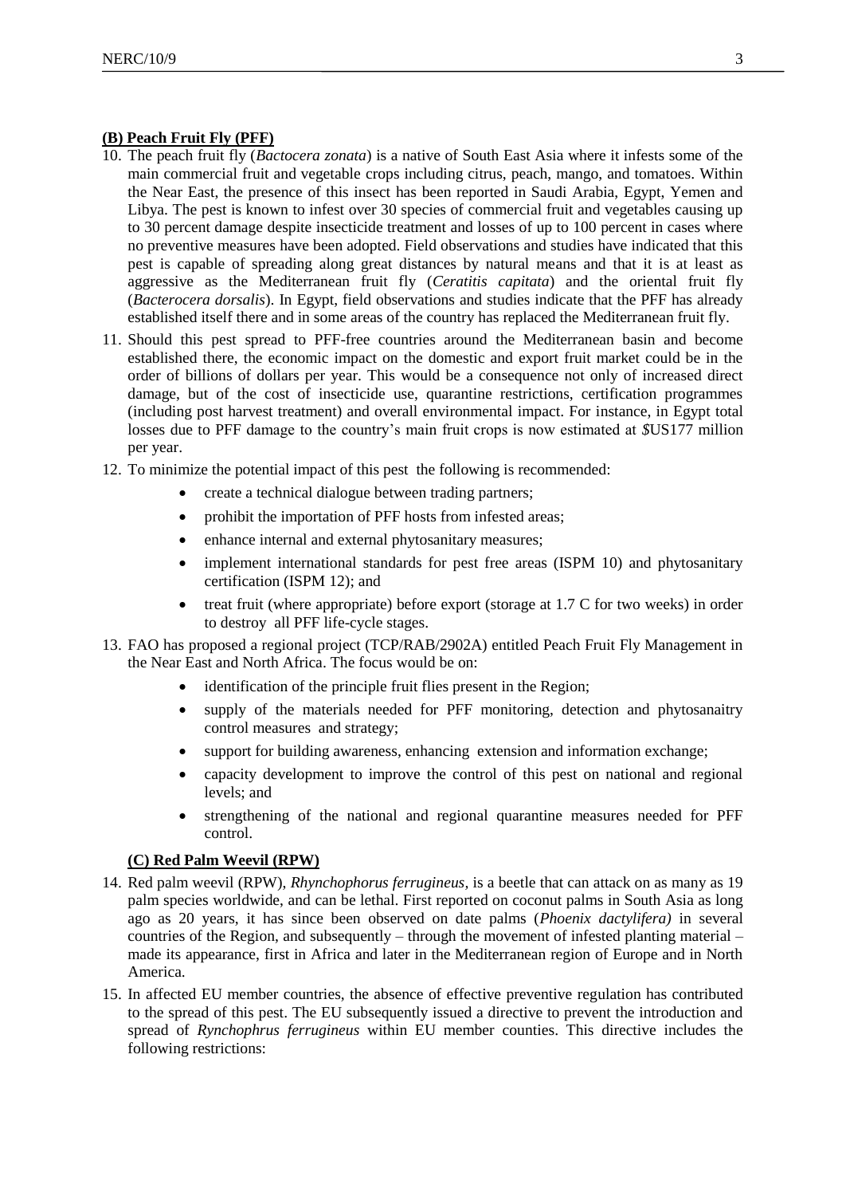**(B) Peach Fruit Fly (PFF)**

10. The peach fruit fly (*Bactocera zonata*) is a native of South East Asia where it infests some of the main commercial fruit and vegetable crops including citrus, peach, mango, and tomatoes. Within the Near East, the presence of this insect has been reported in Saudi Arabia, Egypt, Yemen and Libya. The pest is known to infest over 30 species of commercial fruit and vegetables causing up to 30 percent damage despite insecticide treatment and losses of up to 100 percent in cases where no preventive measures have been adopted. Field observations and studies have indicated that this pest is capable of spreading along great distances by natural means and that it is at least as aggressive as the Mediterranean fruit fly (*Ceratitis capitata*) and the oriental fruit fly (*Bacterocera dorsalis*). In Egypt, field observations and studies indicate that the PFF has already established itself there and in some areas of the country has replaced the Mediterranean fruit fly.

11. Should this pest spread to PFF-free countries around the Mediterranean basin and become established there, the economic impact on the domestic and export fruit market could be in the order of billions of dollars per year. This would be a consequence not only of increased direct damage, but of the cost of insecticide use, quarantine restrictions, certification programmes (including post harvest treatment) and overall environmental impact. For instance, in Egypt total losses due to PFF damage to the country's main fruit crops is now estimated at *$*US177 million per year.

12. To minimize the potential impact of this pest the following is recommended:
    - create a technical dialogue between trading partners;
    - prohibit the importation of PFF hosts from infested areas;
    - enhance internal and external phytosanitary measures;
    - implement international standards for pest free areas (ISPM 10) and phytosanitary certification (ISPM 12); and
    - treat fruit (where appropriate) before export (storage at 1.7 C for two weeks) in order to destroy all PFF life-cycle stages.

13. FAO has proposed a regional project (TCP/RAB/2902A) entitled Peach Fruit Fly Management in the Near East and North Africa. The focus would be on:
    - identification of the principle fruit flies present in the Region;
    - supply of the materials needed for PFF monitoring, detection and phytosanaitry control measures and strategy;
    - support for building awareness, enhancing extension and information exchange;
    - capacity development to improve the control of this pest on national and regional levels; and
    - strengthening of the national and regional quarantine measures needed for PFF control.

**(C) Red Palm Weevil (RPW)**

14. Red palm weevil (RPW), *Rhynchophorus ferrugineus*, is a beetle that can attack on as many as 19 palm species worldwide, and can be lethal. First reported on coconut palms in South Asia as long ago as 20 years, it has since been observed on date palms (*Phoenix dactylifera)* in several countries of the Region, and subsequently – through the movement of infested planting material – made its appearance, first in Africa and later in the Mediterranean region of Europe and in North America.

15. In affected EU member countries, the absence of effective preventive regulation has contributed to the spread of this pest. The EU subsequently issued a directive to prevent the introduction and spread of *Rynchophrus ferrugineus* within EU member counties. This directive includes the following restrictions: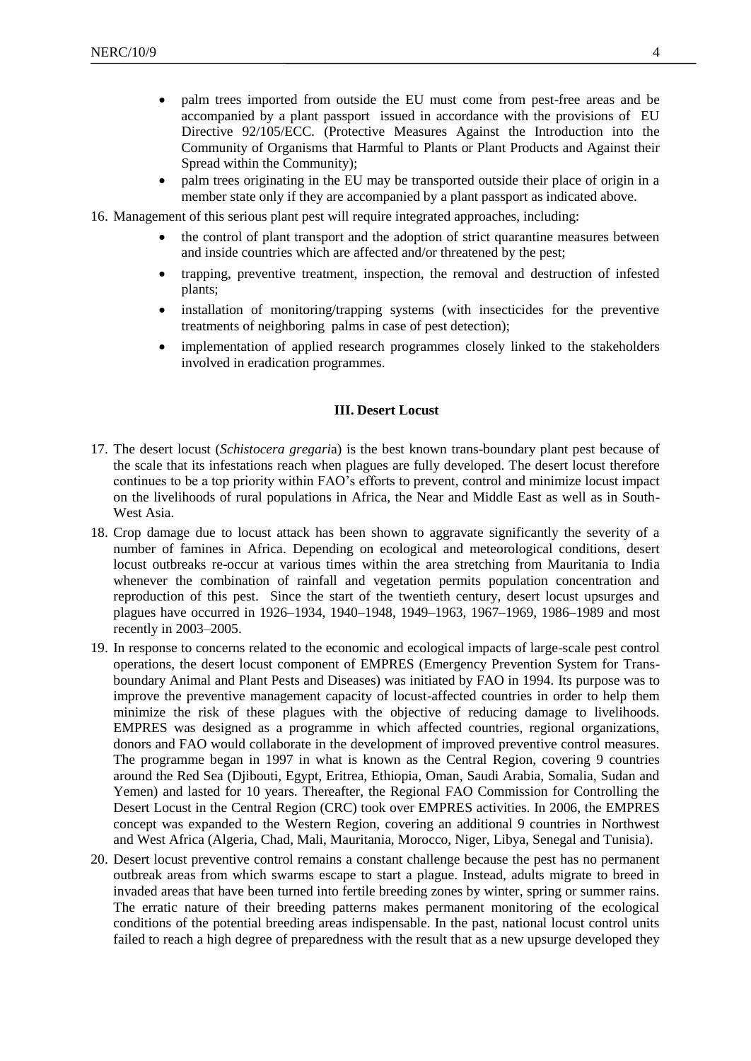- palm trees imported from outside the EU must come from pest-free areas and be accompanied by a plant passport issued in accordance with the provisions of EU Directive 92/105/ECC. (Protective Measures Against the Introduction into the Community of Organisms that Harmful to Plants or Plant Products and Against their Spread within the Community);
- palm trees originating in the EU may be transported outside their place of origin in a member state only if they are accompanied by a plant passport as indicated above.

16. Management of this serious plant pest will require integrated approaches, including:
    - the control of plant transport and the adoption of strict quarantine measures between and inside countries which are affected and/or threatened by the pest;
    - trapping, preventive treatment, inspection, the removal and destruction of infested plants;
    - installation of monitoring/trapping systems (with insecticides for the preventive treatments of neighboring palms in case of pest detection);
    - implementation of applied research programmes closely linked to the stakeholders involved in eradication programmes.

### III. Desert Locust

17. The desert locust (*Schistocera gregari*a) is the best known trans-boundary plant pest because of the scale that its infestations reach when plagues are fully developed. The desert locust therefore continues to be a top priority within FAO's efforts to prevent, control and minimize locust impact on the livelihoods of rural populations in Africa, the Near and Middle East as well as in South-West Asia.

18. Crop damage due to locust attack has been shown to aggravate significantly the severity of a number of famines in Africa. Depending on ecological and meteorological conditions, desert locust outbreaks re-occur at various times within the area stretching from Mauritania to India whenever the combination of rainfall and vegetation permits population concentration and reproduction of this pest. Since the start of the twentieth century, desert locust upsurges and plagues have occurred in 1926–1934, 1940–1948, 1949–1963, 1967–1969, 1986–1989 and most recently in 2003–2005.

19. In response to concerns related to the economic and ecological impacts of large-scale pest control operations, the desert locust component of EMPRES (Emergency Prevention System for Trans-boundary Animal and Plant Pests and Diseases) was initiated by FAO in 1994. Its purpose was to improve the preventive management capacity of locust-affected countries in order to help them minimize the risk of these plagues with the objective of reducing damage to livelihoods. EMPRES was designed as a programme in which affected countries, regional organizations, donors and FAO would collaborate in the development of improved preventive control measures. The programme began in 1997 in what is known as the Central Region, covering 9 countries around the Red Sea (Djibouti, Egypt, Eritrea, Ethiopia, Oman, Saudi Arabia, Somalia, Sudan and Yemen) and lasted for 10 years. Thereafter, the Regional FAO Commission for Controlling the Desert Locust in the Central Region (CRC) took over EMPRES activities. In 2006, the EMPRES concept was expanded to the Western Region, covering an additional 9 countries in Northwest and West Africa (Algeria, Chad, Mali, Mauritania, Morocco, Niger, Libya, Senegal and Tunisia).

20. Desert locust preventive control remains a constant challenge because the pest has no permanent outbreak areas from which swarms escape to start a plague. Instead, adults migrate to breed in invaded areas that have been turned into fertile breeding zones by winter, spring or summer rains. The erratic nature of their breeding patterns makes permanent monitoring of the ecological conditions of the potential breeding areas indispensable. In the past, national locust control units failed to reach a high degree of preparedness with the result that as a new upsurge developed they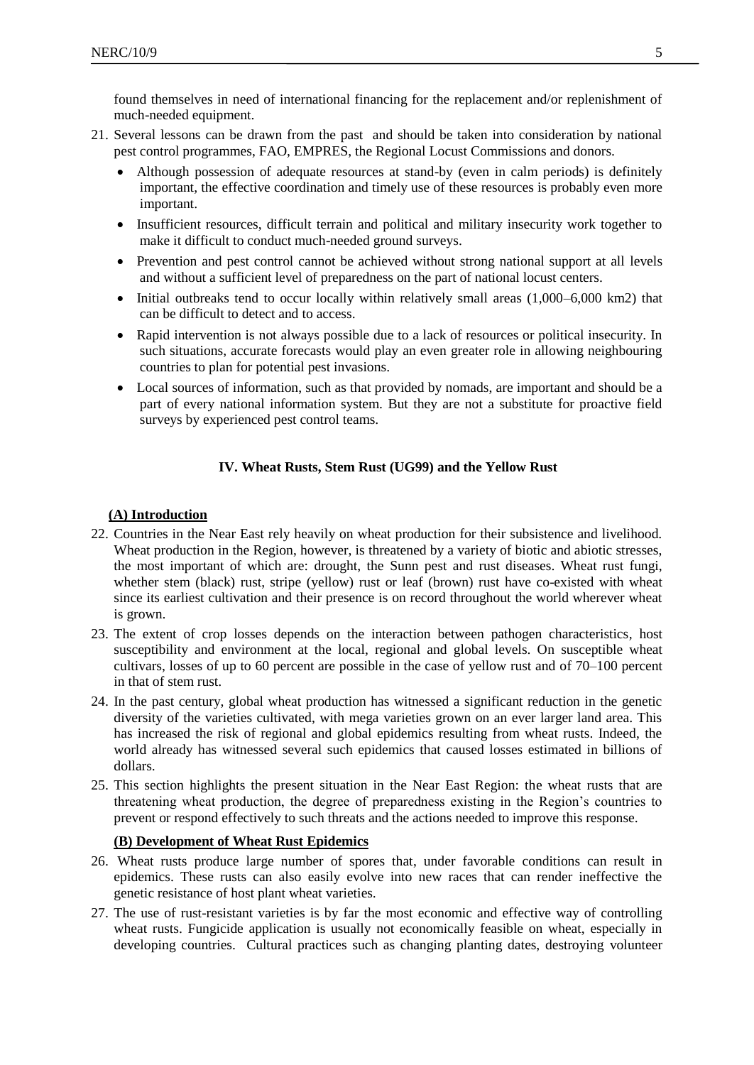found themselves in need of international financing for the replacement and/or replenishment of much-needed equipment.

21. Several lessons can be drawn from the past and should be taken into consideration by national pest control programmes, FAO, EMPRES, the Regional Locust Commissions and donors.
    - Although possession of adequate resources at stand-by (even in calm periods) is definitely important, the effective coordination and timely use of these resources is probably even more important.
    - Insufficient resources, difficult terrain and political and military insecurity work together to make it difficult to conduct much-needed ground surveys.
    - Prevention and pest control cannot be achieved without strong national support at all levels and without a sufficient level of preparedness on the part of national locust centers.
    - Initial outbreaks tend to occur locally within relatively small areas (1,000–6,000 km2) that can be difficult to detect and to access.
    - Rapid intervention is not always possible due to a lack of resources or political insecurity. In such situations, accurate forecasts would play an even greater role in allowing neighbouring countries to plan for potential pest invasions.
    - Local sources of information, such as that provided by nomads, are important and should be a part of every national information system. But they are not a substitute for proactive field surveys by experienced pest control teams.

## IV. Wheat Rusts, Stem Rust (UG99) and the Yellow Rust

### (A) Introduction

22. Countries in the Near East rely heavily on wheat production for their subsistence and livelihood. Wheat production in the Region, however, is threatened by a variety of biotic and abiotic stresses, the most important of which are: drought, the Sunn pest and rust diseases. Wheat rust fungi, whether stem (black) rust, stripe (yellow) rust or leaf (brown) rust have co-existed with wheat since its earliest cultivation and their presence is on record throughout the world wherever wheat is grown.
23. The extent of crop losses depends on the interaction between pathogen characteristics, host susceptibility and environment at the local, regional and global levels. On susceptible wheat cultivars, losses of up to 60 percent are possible in the case of yellow rust and of 70–100 percent in that of stem rust.
24. In the past century, global wheat production has witnessed a significant reduction in the genetic diversity of the varieties cultivated, with mega varieties grown on an ever larger land area. This has increased the risk of regional and global epidemics resulting from wheat rusts. Indeed, the world already has witnessed several such epidemics that caused losses estimated in billions of dollars.
25. This section highlights the present situation in the Near East Region: the wheat rusts that are threatening wheat production, the degree of preparedness existing in the Region's countries to prevent or respond effectively to such threats and the actions needed to improve this response.

### (B) Development of Wheat Rust Epidemics

26. Wheat rusts produce large number of spores that, under favorable conditions can result in epidemics. These rusts can also easily evolve into new races that can render ineffective the genetic resistance of host plant wheat varieties.
27. The use of rust-resistant varieties is by far the most economic and effective way of controlling wheat rusts. Fungicide application is usually not economically feasible on wheat, especially in developing countries. Cultural practices such as changing planting dates, destroying volunteer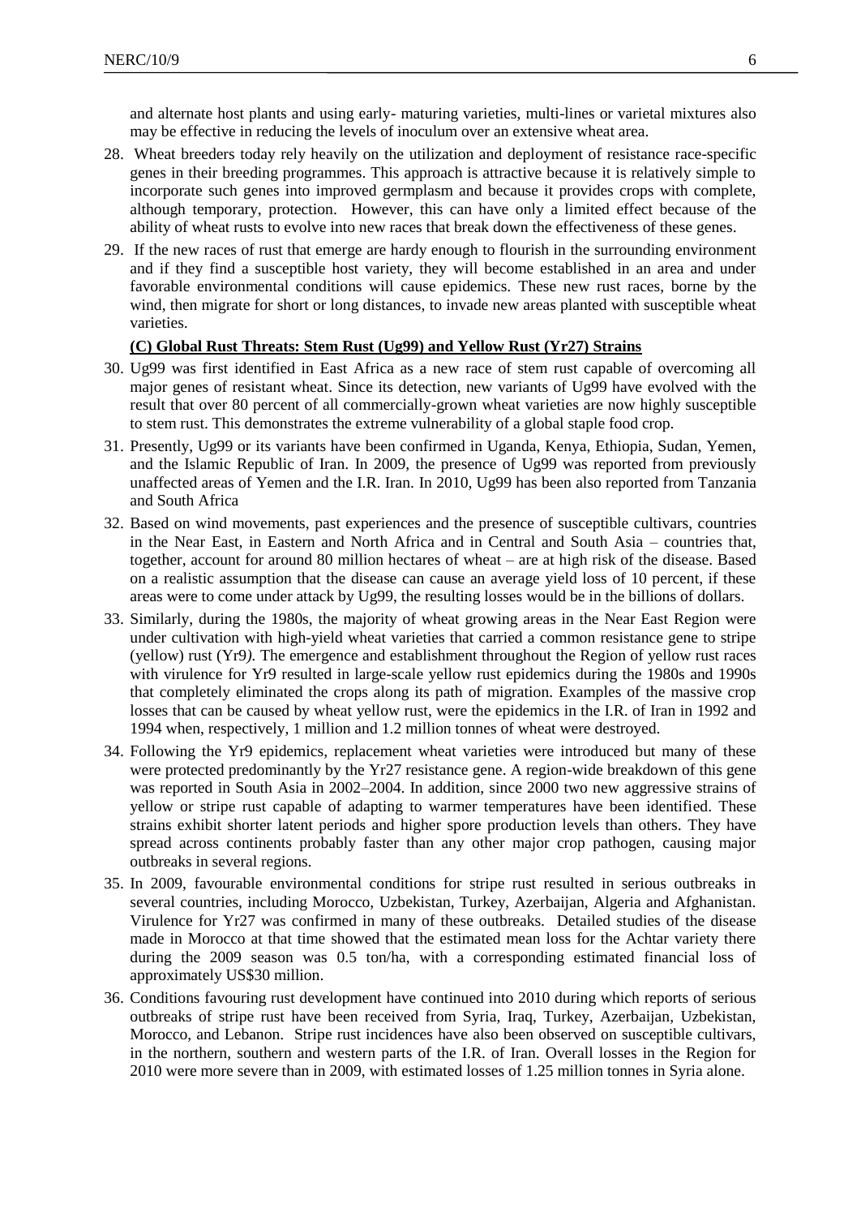and alternate host plants and using early- maturing varieties, multi-lines or varietal mixtures also may be effective in reducing the levels of inoculum over an extensive wheat area.

28. Wheat breeders today rely heavily on the utilization and deployment of resistance race-specific genes in their breeding programmes. This approach is attractive because it is relatively simple to incorporate such genes into improved germplasm and because it provides crops with complete, although temporary, protection. However, this can have only a limited effect because of the ability of wheat rusts to evolve into new races that break down the effectiveness of these genes.

29. If the new races of rust that emerge are hardy enough to flourish in the surrounding environment and if they find a susceptible host variety, they will become established in an area and under favorable environmental conditions will cause epidemics. These new rust races, borne by the wind, then migrate for short or long distances, to invade new areas planted with susceptible wheat varieties.

### (C) Global Rust Threats: Stem Rust (Ug99) and Yellow Rust (Yr27) Strains

30. Ug99 was first identified in East Africa as a new race of stem rust capable of overcoming all major genes of resistant wheat. Since its detection, new variants of Ug99 have evolved with the result that over 80 percent of all commercially-grown wheat varieties are now highly susceptible to stem rust. This demonstrates the extreme vulnerability of a global staple food crop.

31. Presently, Ug99 or its variants have been confirmed in Uganda, Kenya, Ethiopia, Sudan, Yemen, and the Islamic Republic of Iran. In 2009, the presence of Ug99 was reported from previously unaffected areas of Yemen and the I.R. Iran. In 2010, Ug99 has been also reported from Tanzania and South Africa

32. Based on wind movements, past experiences and the presence of susceptible cultivars, countries in the Near East, in Eastern and North Africa and in Central and South Asia – countries that, together, account for around 80 million hectares of wheat – are at high risk of the disease. Based on a realistic assumption that the disease can cause an average yield loss of 10 percent, if these areas were to come under attack by Ug99, the resulting losses would be in the billions of dollars.

33. Similarly, during the 1980s, the majority of wheat growing areas in the Near East Region were under cultivation with high-yield wheat varieties that carried a common resistance gene to stripe (yellow) rust (Yr9*).* The emergence and establishment throughout the Region of yellow rust races with virulence for Yr9 resulted in large-scale yellow rust epidemics during the 1980s and 1990s that completely eliminated the crops along its path of migration. Examples of the massive crop losses that can be caused by wheat yellow rust, were the epidemics in the I.R. of Iran in 1992 and 1994 when, respectively, 1 million and 1.2 million tonnes of wheat were destroyed.

34. Following the Yr9 epidemics, replacement wheat varieties were introduced but many of these were protected predominantly by the Yr27 resistance gene. A region-wide breakdown of this gene was reported in South Asia in 2002–2004. In addition, since 2000 two new aggressive strains of yellow or stripe rust capable of adapting to warmer temperatures have been identified. These strains exhibit shorter latent periods and higher spore production levels than others. They have spread across continents probably faster than any other major crop pathogen, causing major outbreaks in several regions.

35. In 2009, favourable environmental conditions for stripe rust resulted in serious outbreaks in several countries, including Morocco, Uzbekistan, Turkey, Azerbaijan, Algeria and Afghanistan. Virulence for Yr27 was confirmed in many of these outbreaks. Detailed studies of the disease made in Morocco at that time showed that the estimated mean loss for the Achtar variety there during the 2009 season was 0.5 ton/ha, with a corresponding estimated financial loss of approximately US$30 million.

36. Conditions favouring rust development have continued into 2010 during which reports of serious outbreaks of stripe rust have been received from Syria, Iraq, Turkey, Azerbaijan, Uzbekistan, Morocco, and Lebanon. Stripe rust incidences have also been observed on susceptible cultivars, in the northern, southern and western parts of the I.R. of Iran. Overall losses in the Region for 2010 were more severe than in 2009, with estimated losses of 1.25 million tonnes in Syria alone.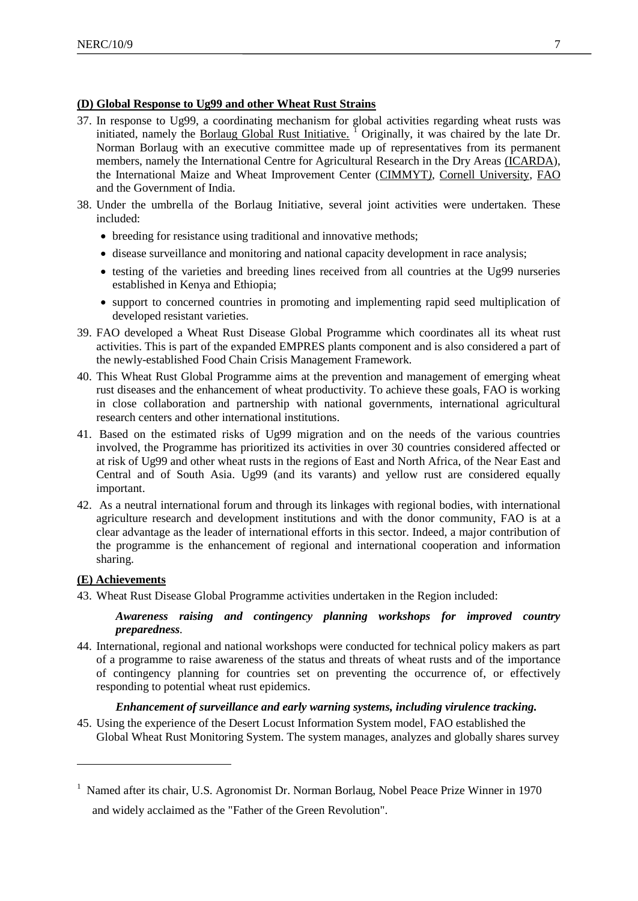**(D) Global Response to Ug99 and other Wheat Rust Strains**

37. In response to Ug99, a coordinating mechanism for global activities regarding wheat rusts was initiated, namely the Borlaug Global Rust Initiative. [1] Originally, it was chaired by the late Dr. Norman Borlaug with an executive committee made up of representatives from its permanent members, namely the International Centre for Agricultural Research in the Dry Areas (ICARDA), the International Maize and Wheat Improvement Center (CIMMYT), Cornell University, FAO and the Government of India.

38. Under the umbrella of the Borlaug Initiative, several joint activities were undertaken. These included:
    - breeding for resistance using traditional and innovative methods;
    - disease surveillance and monitoring and national capacity development in race analysis;
    - testing of the varieties and breeding lines received from all countries at the Ug99 nurseries established in Kenya and Ethiopia;
    - support to concerned countries in promoting and implementing rapid seed multiplication of developed resistant varieties.

39. FAO developed a Wheat Rust Disease Global Programme which coordinates all its wheat rust activities. This is part of the expanded EMPRES plants component and is also considered a part of the newly-established Food Chain Crisis Management Framework.

40. This Wheat Rust Global Programme aims at the prevention and management of emerging wheat rust diseases and the enhancement of wheat productivity. To achieve these goals, FAO is working in close collaboration and partnership with national governments, international agricultural research centers and other international institutions.

41. Based on the estimated risks of Ug99 migration and on the needs of the various countries involved, the Programme has prioritized its activities in over 30 countries considered affected or at risk of Ug99 and other wheat rusts in the regions of East and North Africa, of the Near East and Central and of South Asia. Ug99 (and its varants) and yellow rust are considered equally important.

42. As a neutral international forum and through its linkages with regional bodies, with international agriculture research and development institutions and with the donor community, FAO is at a clear advantage as the leader of international efforts in this sector. Indeed, a major contribution of the programme is the enhancement of regional and international cooperation and information sharing.

**(E) Achievements**

43. Wheat Rust Disease Global Programme activities undertaken in the Region included:

    ***Awareness raising and contingency planning workshops for improved country preparedness*.**

44. International, regional and national workshops were conducted for technical policy makers as part of a programme to raise awareness of the status and threats of wheat rusts and of the importance of contingency planning for countries set on preventing the occurrence of, or effectively responding to potential wheat rust epidemics.

    ***Enhancement of surveillance and early warning systems, including virulence tracking.***

45. Using the experience of the Desert Locust Information System model, FAO established the Global Wheat Rust Monitoring System. The system manages, analyzes and globally shares survey

[1] Named after its chair, U.S. Agronomist Dr. Norman Borlaug, Nobel Peace Prize Winner in 1970 and widely acclaimed as the "Father of the Green Revolution".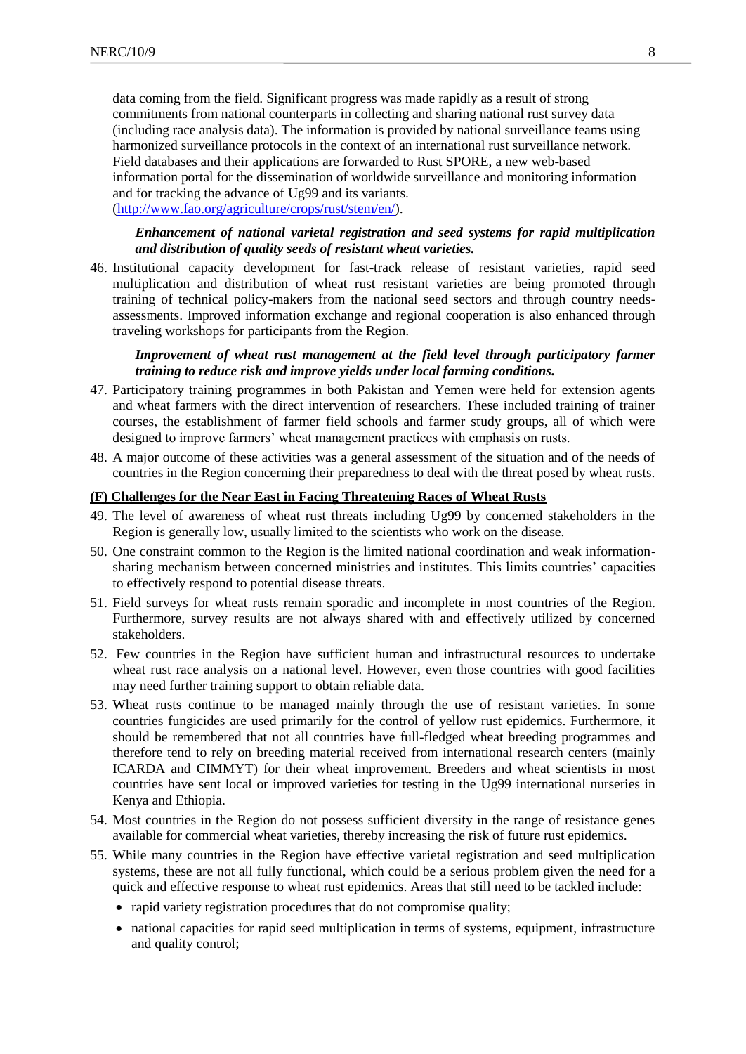data coming from the field. Significant progress was made rapidly as a result of strong commitments from national counterparts in collecting and sharing national rust survey data (including race analysis data). The information is provided by national surveillance teams using harmonized surveillance protocols in the context of an international rust surveillance network. Field databases and their applications are forwarded to Rust SPORE, a new web-based information portal for the dissemination of worldwide surveillance and monitoring information and for tracking the advance of Ug99 and its variants. (http://www.fao.org/agriculture/crops/rust/stem/en/).

***Enhancement of national varietal registration and seed systems for rapid multiplication and distribution of quality seeds of resistant wheat varieties.***

46. Institutional capacity development for fast-track release of resistant varieties, rapid seed multiplication and distribution of wheat rust resistant varieties are being promoted through training of technical policy-makers from the national seed sectors and through country needs-assessments. Improved information exchange and regional cooperation is also enhanced through traveling workshops for participants from the Region.

***Improvement of wheat rust management at the field level through participatory farmer training to reduce risk and improve yields under local farming conditions.***

47. Participatory training programmes in both Pakistan and Yemen were held for extension agents and wheat farmers with the direct intervention of researchers. These included training of trainer courses, the establishment of farmer field schools and farmer study groups, all of which were designed to improve farmers' wheat management practices with emphasis on rusts.

48. A major outcome of these activities was a general assessment of the situation and of the needs of countries in the Region concerning their preparedness to deal with the threat posed by wheat rusts.

## (F) Challenges for the Near East in Facing Threatening Races of Wheat Rusts

49. The level of awareness of wheat rust threats including Ug99 by concerned stakeholders in the Region is generally low, usually limited to the scientists who work on the disease.

50. One constraint common to the Region is the limited national coordination and weak information-sharing mechanism between concerned ministries and institutes. This limits countries' capacities to effectively respond to potential disease threats.

51. Field surveys for wheat rusts remain sporadic and incomplete in most countries of the Region. Furthermore, survey results are not always shared with and effectively utilized by concerned stakeholders.

52. Few countries in the Region have sufficient human and infrastructural resources to undertake wheat rust race analysis on a national level. However, even those countries with good facilities may need further training support to obtain reliable data.

53. Wheat rusts continue to be managed mainly through the use of resistant varieties. In some countries fungicides are used primarily for the control of yellow rust epidemics. Furthermore, it should be remembered that not all countries have full-fledged wheat breeding programmes and therefore tend to rely on breeding material received from international research centers (mainly ICARDA and CIMMYT) for their wheat improvement. Breeders and wheat scientists in most countries have sent local or improved varieties for testing in the Ug99 international nurseries in Kenya and Ethiopia.

54. Most countries in the Region do not possess sufficient diversity in the range of resistance genes available for commercial wheat varieties, thereby increasing the risk of future rust epidemics.

55. While many countries in the Region have effective varietal registration and seed multiplication systems, these are not all fully functional, which could be a serious problem given the need for a quick and effective response to wheat rust epidemics. Areas that still need to be tackled include:

- rapid variety registration procedures that do not compromise quality;
- national capacities for rapid seed multiplication in terms of systems, equipment, infrastructure and quality control;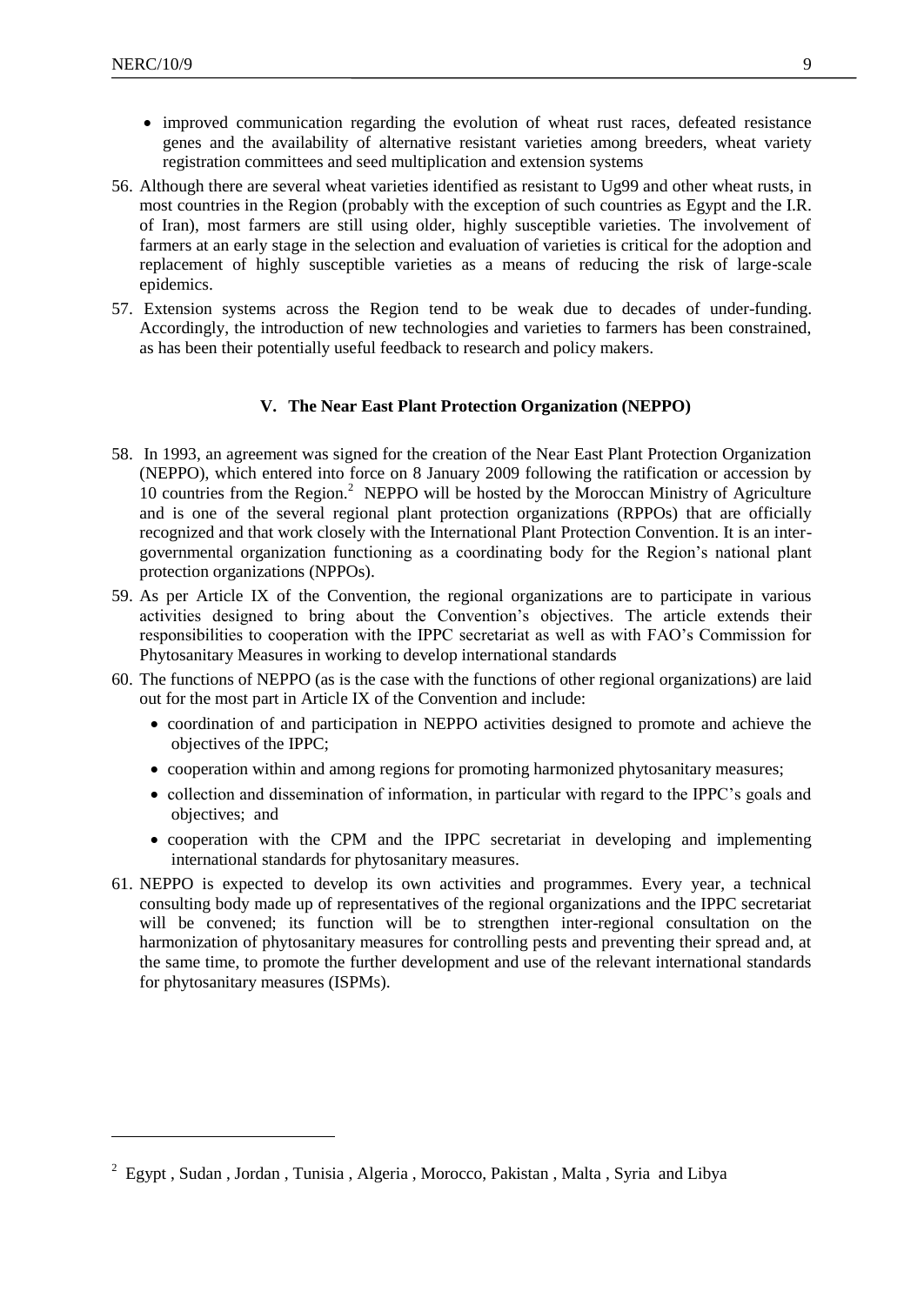- improved communication regarding the evolution of wheat rust races, defeated resistance genes and the availability of alternative resistant varieties among breeders, wheat variety registration committees and seed multiplication and extension systems

56. Although there are several wheat varieties identified as resistant to Ug99 and other wheat rusts, in most countries in the Region (probably with the exception of such countries as Egypt and the I.R. of Iran), most farmers are still using older, highly susceptible varieties. The involvement of farmers at an early stage in the selection and evaluation of varieties is critical for the adoption and replacement of highly susceptible varieties as a means of reducing the risk of large-scale epidemics.

57. Extension systems across the Region tend to be weak due to decades of under-funding. Accordingly, the introduction of new technologies and varieties to farmers has been constrained, as has been their potentially useful feedback to research and policy makers.

## V. The Near East Plant Protection Organization (NEPPO)

58. In 1993, an agreement was signed for the creation of the Near East Plant Protection Organization (NEPPO), which entered into force on 8 January 2009 following the ratification or accession by 10 countries from the Region.[2] NEPPO will be hosted by the Moroccan Ministry of Agriculture and is one of the several regional plant protection organizations (RPPOs) that are officially recognized and that work closely with the International Plant Protection Convention. It is an inter-governmental organization functioning as a coordinating body for the Region's national plant protection organizations (NPPOs).

59. As per Article IX of the Convention, the regional organizations are to participate in various activities designed to bring about the Convention's objectives. The article extends their responsibilities to cooperation with the IPPC secretariat as well as with FAO's Commission for Phytosanitary Measures in working to develop international standards

60. The functions of NEPPO (as is the case with the functions of other regional organizations) are laid out for the most part in Article IX of the Convention and include:
    - coordination of and participation in NEPPO activities designed to promote and achieve the objectives of the IPPC;
    - cooperation within and among regions for promoting harmonized phytosanitary measures;
    - collection and dissemination of information, in particular with regard to the IPPC's goals and objectives; and
    - cooperation with the CPM and the IPPC secretariat in developing and implementing international standards for phytosanitary measures.

61. NEPPO is expected to develop its own activities and programmes. Every year, a technical consulting body made up of representatives of the regional organizations and the IPPC secretariat will be convened; its function will be to strengthen inter-regional consultation on the harmonization of phytosanitary measures for controlling pests and preventing their spread and, at the same time, to promote the further development and use of the relevant international standards for phytosanitary measures (ISPMs).

---

[2] Egypt , Sudan , Jordan , Tunisia , Algeria , Morocco, Pakistan , Malta , Syria and Libya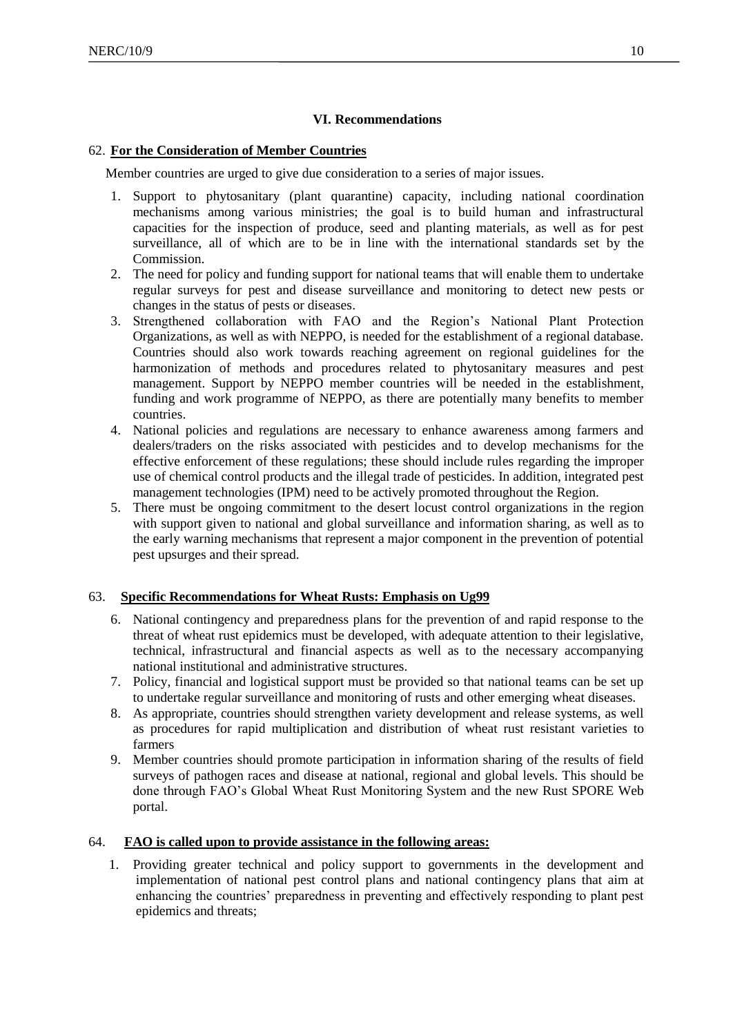## VI. Recommendations

62. **For the Consideration of Member Countries**

Member countries are urged to give due consideration to a series of major issues.

1. Support to phytosanitary (plant quarantine) capacity, including national coordination mechanisms among various ministries; the goal is to build human and infrastructural capacities for the inspection of produce, seed and planting materials, as well as for pest surveillance, all of which are to be in line with the international standards set by the Commission.
2. The need for policy and funding support for national teams that will enable them to undertake regular surveys for pest and disease surveillance and monitoring to detect new pests or changes in the status of pests or diseases.
3. Strengthened collaboration with FAO and the Region's National Plant Protection Organizations, as well as with NEPPO, is needed for the establishment of a regional database. Countries should also work towards reaching agreement on regional guidelines for the harmonization of methods and procedures related to phytosanitary measures and pest management. Support by NEPPO member countries will be needed in the establishment, funding and work programme of NEPPO, as there are potentially many benefits to member countries.
4. National policies and regulations are necessary to enhance awareness among farmers and dealers/traders on the risks associated with pesticides and to develop mechanisms for the effective enforcement of these regulations; these should include rules regarding the improper use of chemical control products and the illegal trade of pesticides. In addition, integrated pest management technologies (IPM) need to be actively promoted throughout the Region.
5. There must be ongoing commitment to the desert locust control organizations in the region with support given to national and global surveillance and information sharing, as well as to the early warning mechanisms that represent a major component in the prevention of potential pest upsurges and their spread.

63. **Specific Recommendations for Wheat Rusts: Emphasis on Ug99**

6. National contingency and preparedness plans for the prevention of and rapid response to the threat of wheat rust epidemics must be developed, with adequate attention to their legislative, technical, infrastructural and financial aspects as well as to the necessary accompanying national institutional and administrative structures.
7. Policy, financial and logistical support must be provided so that national teams can be set up to undertake regular surveillance and monitoring of rusts and other emerging wheat diseases.
8. As appropriate, countries should strengthen variety development and release systems, as well as procedures for rapid multiplication and distribution of wheat rust resistant varieties to farmers
9. Member countries should promote participation in information sharing of the results of field surveys of pathogen races and disease at national, regional and global levels. This should be done through FAO's Global Wheat Rust Monitoring System and the new Rust SPORE Web portal.

64. **FAO is called upon to provide assistance in the following areas:**

1. Providing greater technical and policy support to governments in the development and implementation of national pest control plans and national contingency plans that aim at enhancing the countries' preparedness in preventing and effectively responding to plant pest epidemics and threats;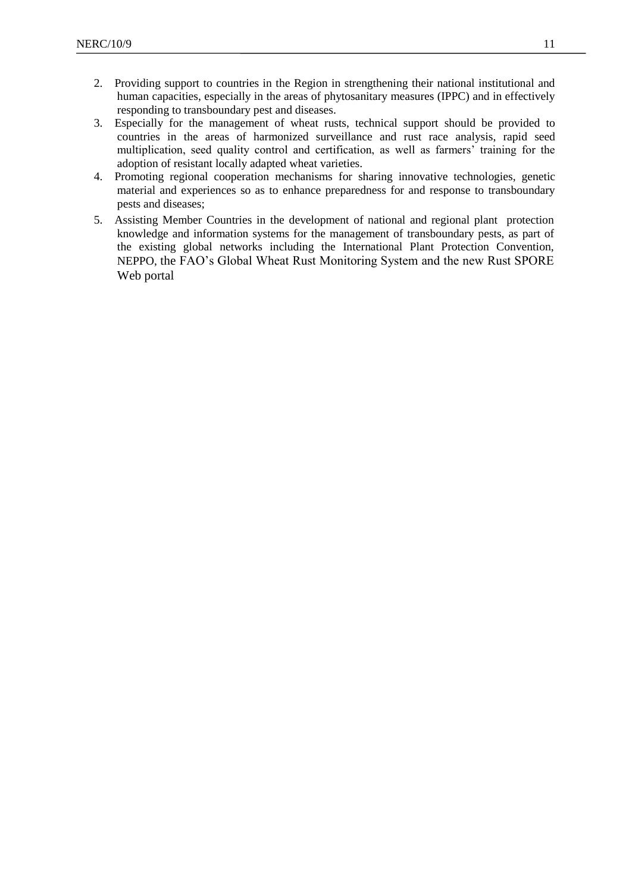2. Providing support to countries in the Region in strengthening their national institutional and human capacities, especially in the areas of phytosanitary measures (IPPC) and in effectively responding to transboundary pest and diseases.
3. Especially for the management of wheat rusts, technical support should be provided to countries in the areas of harmonized surveillance and rust race analysis, rapid seed multiplication, seed quality control and certification, as well as farmers' training for the adoption of resistant locally adapted wheat varieties.
4. Promoting regional cooperation mechanisms for sharing innovative technologies, genetic material and experiences so as to enhance preparedness for and response to transboundary pests and diseases;
5. Assisting Member Countries in the development of national and regional plant protection knowledge and information systems for the management of transboundary pests, as part of the existing global networks including the International Plant Protection Convention, NEPPO, the FAO's Global Wheat Rust Monitoring System and the new Rust SPORE Web portal